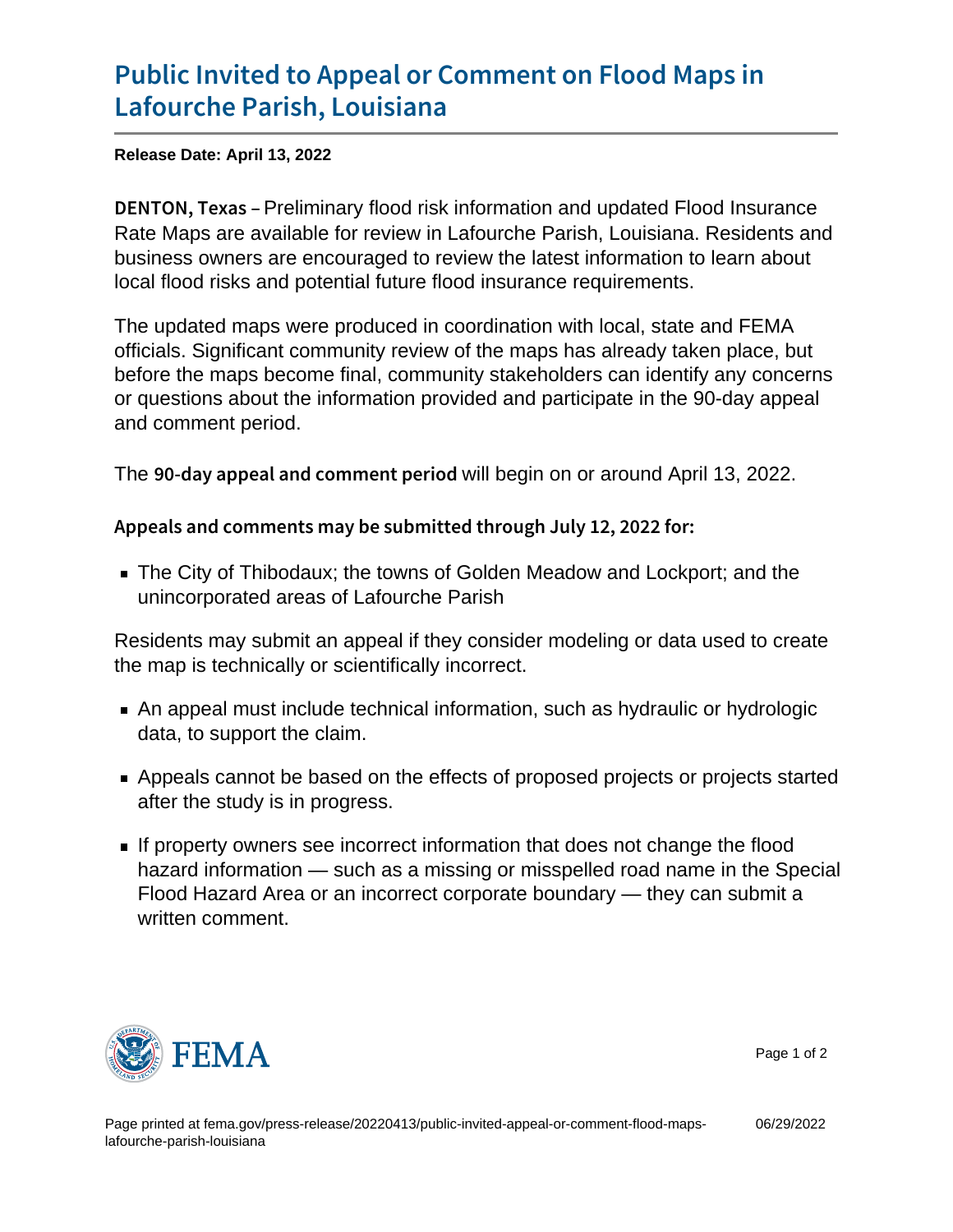# Public Invited to Appeal or Comment on Flood Maps in Lafourche Parish, Louisiana

**Release Date: April 13, 2022**

**DENTON, Texas** – Preliminary flood risk information and updated Flood Insurance Rate Maps are available for review in Lafourche Parish, Louisiana. Residents and business owners are encouraged to review the latest information to learn about local flood risks and potential future flood insurance requirements.

The updated maps were produced in coordination with local, state and FEMA officials. Significant community review of the maps has already taken place, but before the maps become final, community stakeholders can identify any concerns or questions about the information provided and participate in the 90-day appeal and comment period.

The **90-day appeal and comment period** will begin on or around April 13, 2022.

**Appeals and comments may be submitted through July 12, 2022 for:**

- The City of Thibodaux; the towns of Golden Meadow and Lockport; and the unincorporated areas of Lafourche Parish

Residents may submit an appeal if they consider modeling or data used to create the map is technically or scientifically incorrect.

- An appeal must include technical information, such as hydraulic or hydrologic data, to support the claim.
- Appeals cannot be based on the effects of proposed projects or projects started after the study is in progress.
- If property owners see incorrect information that does not change the flood hazard information — such as a missing or misspelled road name in the Special Flood Hazard Area or an incorrect corporate boundary — they can submit a written comment.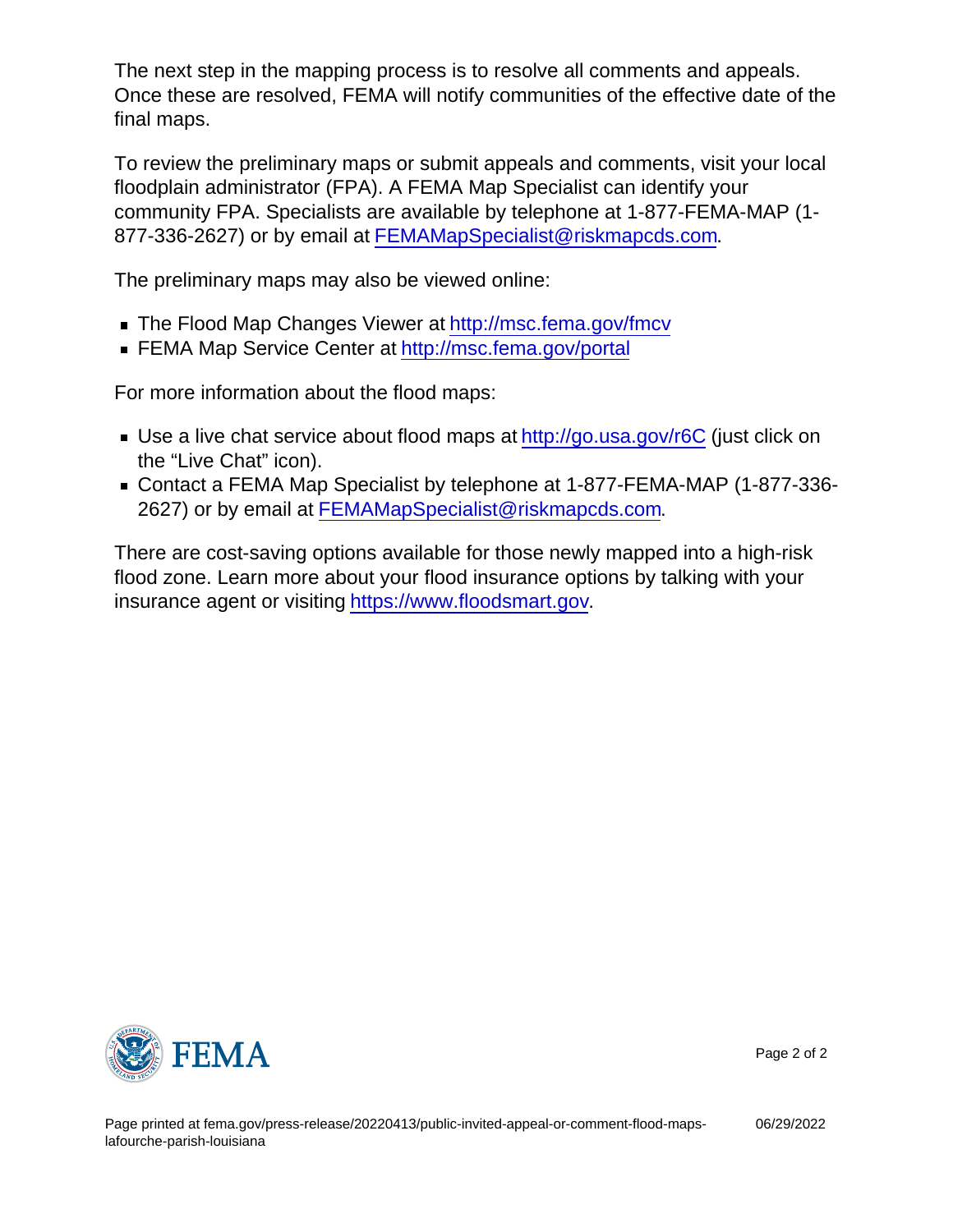The next step in the mapping process is to resolve all comments and appeals. Once these are resolved, FEMA will notify communities of the effective date of the final maps.

To review the preliminary maps or submit appeals and comments, visit your local floodplain administrator (FPA). A FEMA Map Specialist can identify your community FPA. Specialists are available by telephone at 1-877-FEMA-MAP (1-877-336-2627) or by email at FEMAMapSpecialist@riskmapcds.com.

The preliminary maps may also be viewed online:

- The Flood Map Changes Viewer at http://msc.fema.gov/fmcv
- FEMA Map Service Center at http://msc.fema.gov/portal

For more information about the flood maps:

- Use a live chat service about flood maps at http://go.usa.gov/r6C (just click on the "Live Chat" icon).
- Contact a FEMA Map Specialist by telephone at 1-877-FEMA-MAP (1-877-336-2627) or by email at FEMAMapSpecialist@riskmapcds.com.

There are cost-saving options available for those newly mapped into a high-risk flood zone. Learn more about your flood insurance options by talking with your insurance agent or visiting https://www.floodsmart.gov.